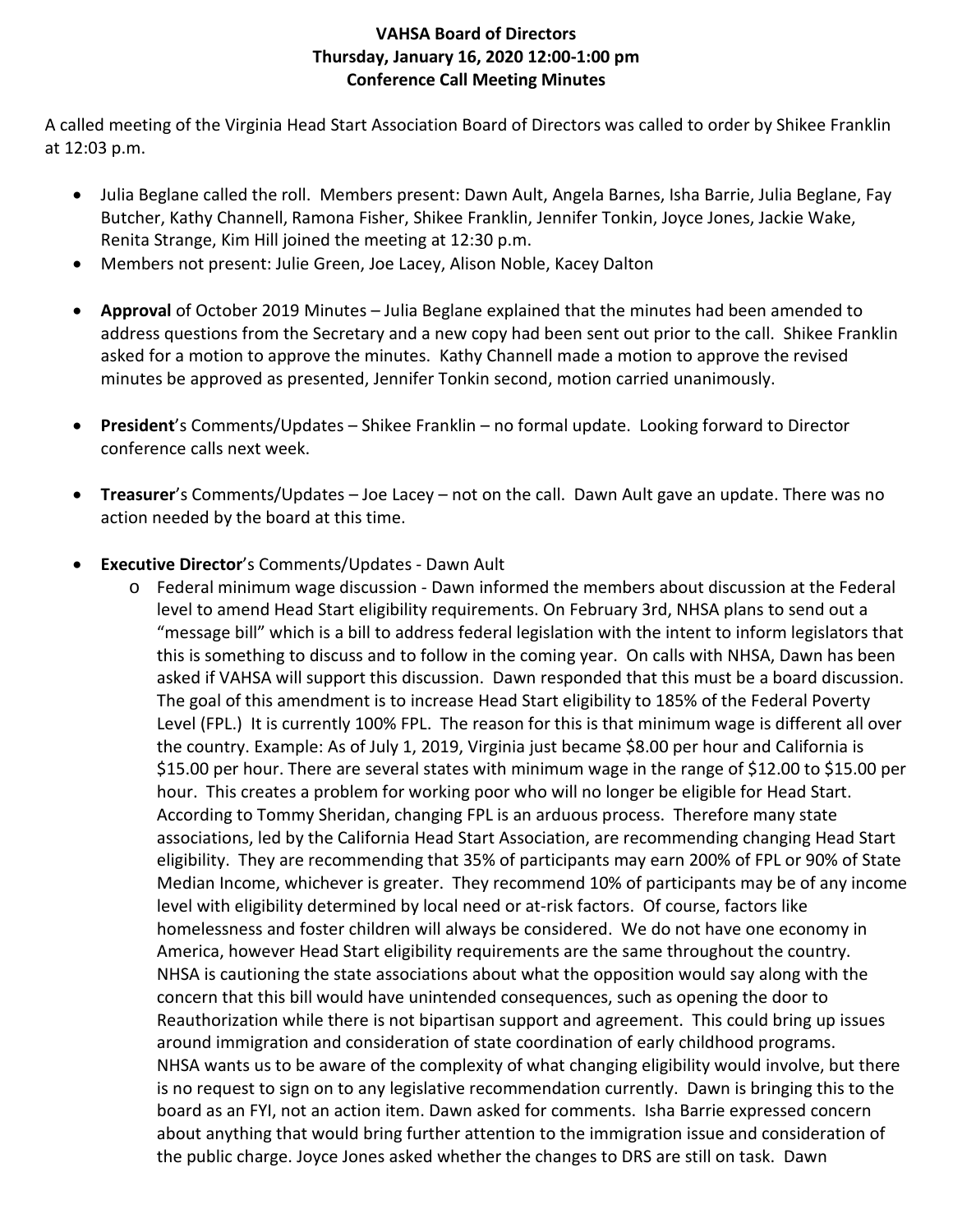**VAHSA Board of Directors**
**Thursday, January 16, 2020 12:00-1:00 pm**
**Conference Call Meeting Minutes**

A called meeting of the Virginia Head Start Association Board of Directors was called to order by Shikee Franklin at 12:03 p.m.

- Julia Beglane called the roll. Members present: Dawn Ault, Angela Barnes, Isha Barrie, Julia Beglane, Fay Butcher, Kathy Channell, Ramona Fisher, Shikee Franklin, Jennifer Tonkin, Joyce Jones, Jackie Wake, Renita Strange, Kim Hill joined the meeting at 12:30 p.m.
- Members not present: Julie Green, Joe Lacey, Alison Noble, Kacey Dalton

- **Approval** of October 2019 Minutes – Julia Beglane explained that the minutes had been amended to address questions from the Secretary and a new copy had been sent out prior to the call. Shikee Franklin asked for a motion to approve the minutes. Kathy Channell made a motion to approve the revised minutes be approved as presented, Jennifer Tonkin second, motion carried unanimously.

- **President**'s Comments/Updates – Shikee Franklin – no formal update. Looking forward to Director conference calls next week.

- **Treasurer**'s Comments/Updates – Joe Lacey – not on the call. Dawn Ault gave an update. There was no action needed by the board at this time.

- **Executive Director**'s Comments/Updates - Dawn Ault
  - Federal minimum wage discussion - Dawn informed the members about discussion at the Federal level to amend Head Start eligibility requirements. On February 3rd, NHSA plans to send out a "message bill" which is a bill to address federal legislation with the intent to inform legislators that this is something to discuss and to follow in the coming year. On calls with NHSA, Dawn has been asked if VAHSA will support this discussion. Dawn responded that this must be a board discussion. The goal of this amendment is to increase Head Start eligibility to 185% of the Federal Poverty Level (FPL.) It is currently 100% FPL. The reason for this is that minimum wage is different all over the country. Example: As of July 1, 2019, Virginia just became $8.00 per hour and California is $15.00 per hour. There are several states with minimum wage in the range of $12.00 to $15.00 per hour. This creates a problem for working poor who will no longer be eligible for Head Start. According to Tommy Sheridan, changing FPL is an arduous process. Therefore many state associations, led by the California Head Start Association, are recommending changing Head Start eligibility. They are recommending that 35% of participants may earn 200% of FPL or 90% of State Median Income, whichever is greater. They recommend 10% of participants may be of any income level with eligibility determined by local need or at-risk factors. Of course, factors like homelessness and foster children will always be considered. We do not have one economy in America, however Head Start eligibility requirements are the same throughout the country. NHSA is cautioning the state associations about what the opposition would say along with the concern that this bill would have unintended consequences, such as opening the door to Reauthorization while there is not bipartisan support and agreement. This could bring up issues around immigration and consideration of state coordination of early childhood programs. NHSA wants us to be aware of the complexity of what changing eligibility would involve, but there is no request to sign on to any legislative recommendation currently. Dawn is bringing this to the board as an FYI, not an action item. Dawn asked for comments. Isha Barrie expressed concern about anything that would bring further attention to the immigration issue and consideration of the public charge. Joyce Jones asked whether the changes to DRS are still on task. Dawn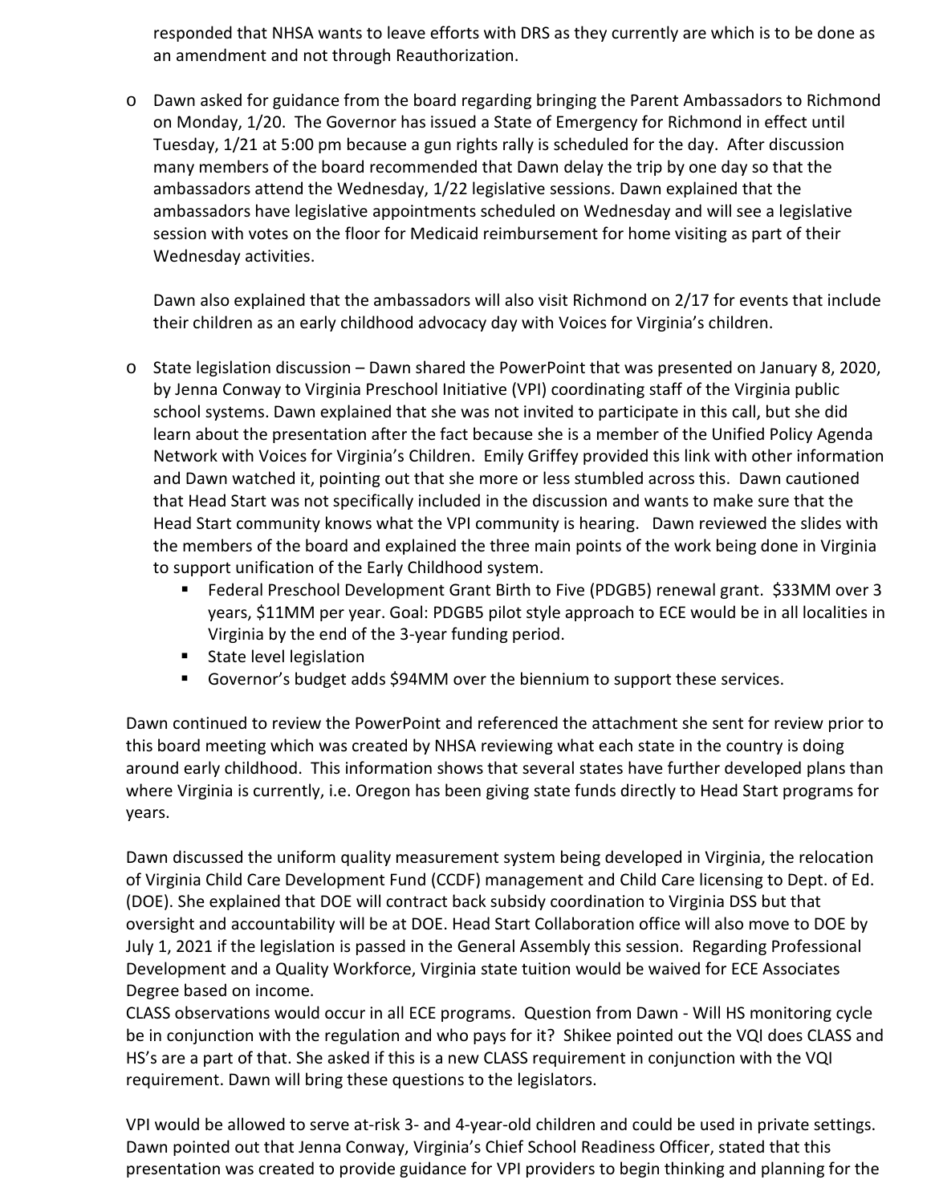responded that NHSA wants to leave efforts with DRS as they currently are which is to be done as an amendment and not through Reauthorization.

- Dawn asked for guidance from the board regarding bringing the Parent Ambassadors to Richmond on Monday, 1/20. The Governor has issued a State of Emergency for Richmond in effect until Tuesday, 1/21 at 5:00 pm because a gun rights rally is scheduled for the day. After discussion many members of the board recommended that Dawn delay the trip by one day so that the ambassadors attend the Wednesday, 1/22 legislative sessions. Dawn explained that the ambassadors have legislative appointments scheduled on Wednesday and will see a legislative session with votes on the floor for Medicaid reimbursement for home visiting as part of their Wednesday activities.

  Dawn also explained that the ambassadors will also visit Richmond on 2/17 for events that include their children as an early childhood advocacy day with Voices for Virginia's children.

- State legislation discussion – Dawn shared the PowerPoint that was presented on January 8, 2020, by Jenna Conway to Virginia Preschool Initiative (VPI) coordinating staff of the Virginia public school systems. Dawn explained that she was not invited to participate in this call, but she did learn about the presentation after the fact because she is a member of the Unified Policy Agenda Network with Voices for Virginia's Children. Emily Griffey provided this link with other information and Dawn watched it, pointing out that she more or less stumbled across this. Dawn cautioned that Head Start was not specifically included in the discussion and wants to make sure that the Head Start community knows what the VPI community is hearing. Dawn reviewed the slides with the members of the board and explained the three main points of the work being done in Virginia to support unification of the Early Childhood system.
  - Federal Preschool Development Grant Birth to Five (PDGB5) renewal grant. $33MM over 3 years, $11MM per year. Goal: PDGB5 pilot style approach to ECE would be in all localities in Virginia by the end of the 3-year funding period.
  - State level legislation
  - Governor's budget adds $94MM over the biennium to support these services.

Dawn continued to review the PowerPoint and referenced the attachment she sent for review prior to this board meeting which was created by NHSA reviewing what each state in the country is doing around early childhood. This information shows that several states have further developed plans than where Virginia is currently, i.e. Oregon has been giving state funds directly to Head Start programs for years.

Dawn discussed the uniform quality measurement system being developed in Virginia, the relocation of Virginia Child Care Development Fund (CCDF) management and Child Care licensing to Dept. of Ed. (DOE). She explained that DOE will contract back subsidy coordination to Virginia DSS but that oversight and accountability will be at DOE. Head Start Collaboration office will also move to DOE by July 1, 2021 if the legislation is passed in the General Assembly this session. Regarding Professional Development and a Quality Workforce, Virginia state tuition would be waived for ECE Associates Degree based on income.
CLASS observations would occur in all ECE programs. Question from Dawn - Will HS monitoring cycle be in conjunction with the regulation and who pays for it? Shikee pointed out the VQI does CLASS and HS's are a part of that. She asked if this is a new CLASS requirement in conjunction with the VQI requirement. Dawn will bring these questions to the legislators.

VPI would be allowed to serve at-risk 3- and 4-year-old children and could be used in private settings. Dawn pointed out that Jenna Conway, Virginia's Chief School Readiness Officer, stated that this presentation was created to provide guidance for VPI providers to begin thinking and planning for the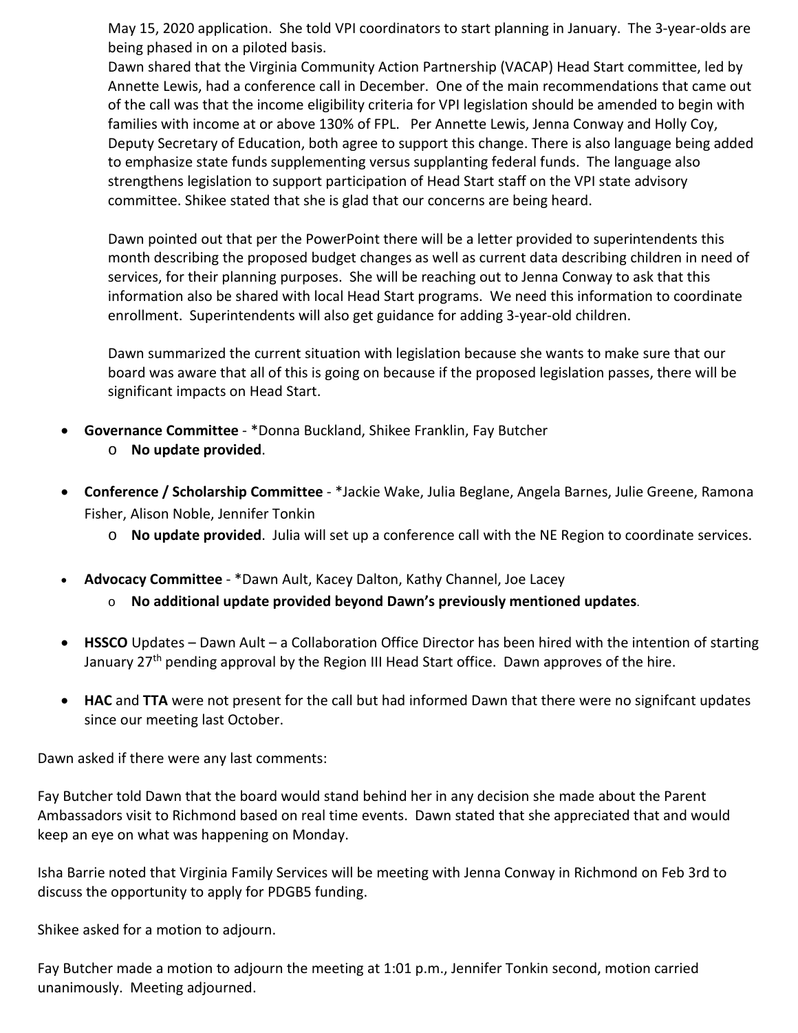May 15, 2020 application. She told VPI coordinators to start planning in January. The 3-year-olds are being phased in on a piloted basis.

Dawn shared that the Virginia Community Action Partnership (VACAP) Head Start committee, led by Annette Lewis, had a conference call in December. One of the main recommendations that came out of the call was that the income eligibility criteria for VPI legislation should be amended to begin with families with income at or above 130% of FPL. Per Annette Lewis, Jenna Conway and Holly Coy, Deputy Secretary of Education, both agree to support this change. There is also language being added to emphasize state funds supplementing versus supplanting federal funds. The language also strengthens legislation to support participation of Head Start staff on the VPI state advisory committee. Shikee stated that she is glad that our concerns are being heard.

Dawn pointed out that per the PowerPoint there will be a letter provided to superintendents this month describing the proposed budget changes as well as current data describing children in need of services, for their planning purposes. She will be reaching out to Jenna Conway to ask that this information also be shared with local Head Start programs. We need this information to coordinate enrollment. Superintendents will also get guidance for adding 3-year-old children.

Dawn summarized the current situation with legislation because she wants to make sure that our board was aware that all of this is going on because if the proposed legislation passes, there will be significant impacts on Head Start.

- **Governance Committee** - *Donna Buckland, Shikee Franklin, Fay Butcher
  - **No update provided**.
- **Conference / Scholarship Committee** - *Jackie Wake, Julia Beglane, Angela Barnes, Julie Greene, Ramona Fisher, Alison Noble, Jennifer Tonkin
  - **No update provided**. Julia will set up a conference call with the NE Region to coordinate services.
- **Advocacy Committee** - *Dawn Ault, Kacey Dalton, Kathy Channel, Joe Lacey
  - **No additional update provided beyond Dawn's previously mentioned updates**.
- **HSSCO** Updates – Dawn Ault – a Collaboration Office Director has been hired with the intention of starting January 27th pending approval by the Region III Head Start office. Dawn approves of the hire.
- **HAC** and **TTA** were not present for the call but had informed Dawn that there were no signifcant updates since our meeting last October.

Dawn asked if there were any last comments:

Fay Butcher told Dawn that the board would stand behind her in any decision she made about the Parent Ambassadors visit to Richmond based on real time events. Dawn stated that she appreciated that and would keep an eye on what was happening on Monday.

Isha Barrie noted that Virginia Family Services will be meeting with Jenna Conway in Richmond on Feb 3rd to discuss the opportunity to apply for PDGB5 funding.

Shikee asked for a motion to adjourn.

Fay Butcher made a motion to adjourn the meeting at 1:01 p.m., Jennifer Tonkin second, motion carried unanimously. Meeting adjourned.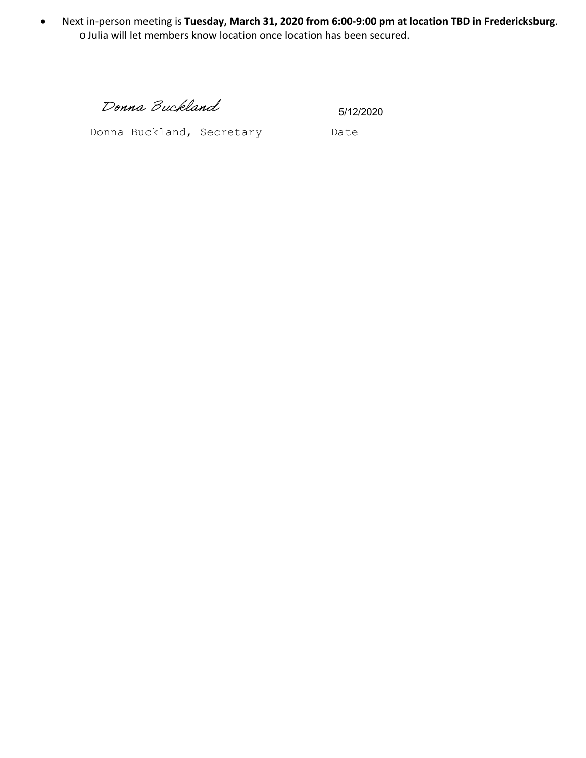- Next in-person meeting is **Tuesday, March 31, 2020 from 6:00-9:00 pm at location TBD in Fredericksburg**.
  - Julia will let members know location once location has been secured.

*Donna Buckland* 5/12/2020

Donna Buckland, Secretary Date